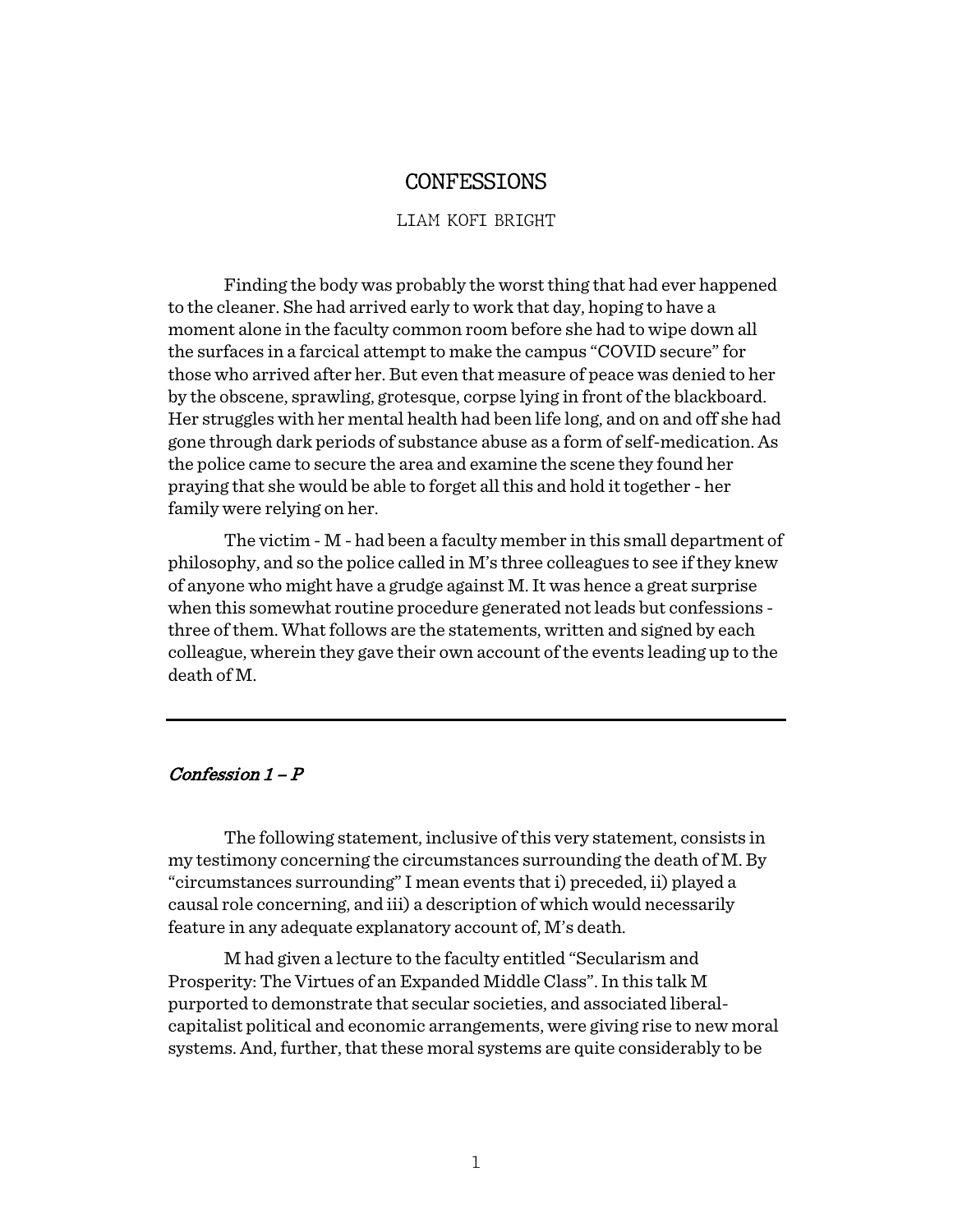# CONFESSIONS

LIAM KOFI BRIGHT

Finding the body was probably the worst thing that had ever happened to the cleaner. She had arrived early to work that day, hoping to have a moment alone in the faculty common room before she had to wipe down all the surfaces in a farcical attempt to make the campus "COVID secure" for those who arrived after her. But even that measure of peace was denied to her by the obscene, sprawling, grotesque, corpse lying in front of the blackboard. Her struggles with her mental health had been life long, and on and off she had gone through dark periods of substance abuse as a form of self-medication. As the police came to secure the area and examine the scene they found her praying that she would be able to forget all this and hold it together - her family were relying on her.

The victim - M - had been a faculty member in this small department of philosophy, and so the police called in M's three colleagues to see if they knew of anyone who might have a grudge against M. It was hence a great surprise when this somewhat routine procedure generated not leads but confessions - three of them. What follows are the statements, written and signed by each colleague, wherein they gave their own account of the events leading up to the death of M.

---

## *Confession 1 – P*

The following statement, inclusive of this very statement, consists in my testimony concerning the circumstances surrounding the death of M. By "circumstances surrounding" I mean events that i) preceded, ii) played a causal role concerning, and iii) a description of which would necessarily feature in any adequate explanatory account of, M's death.

M had given a lecture to the faculty entitled "Secularism and Prosperity: The Virtues of an Expanded Middle Class". In this talk M purported to demonstrate that secular societies, and associated liberal-capitalist political and economic arrangements, were giving rise to new moral systems. And, further, that these moral systems are quite considerably to be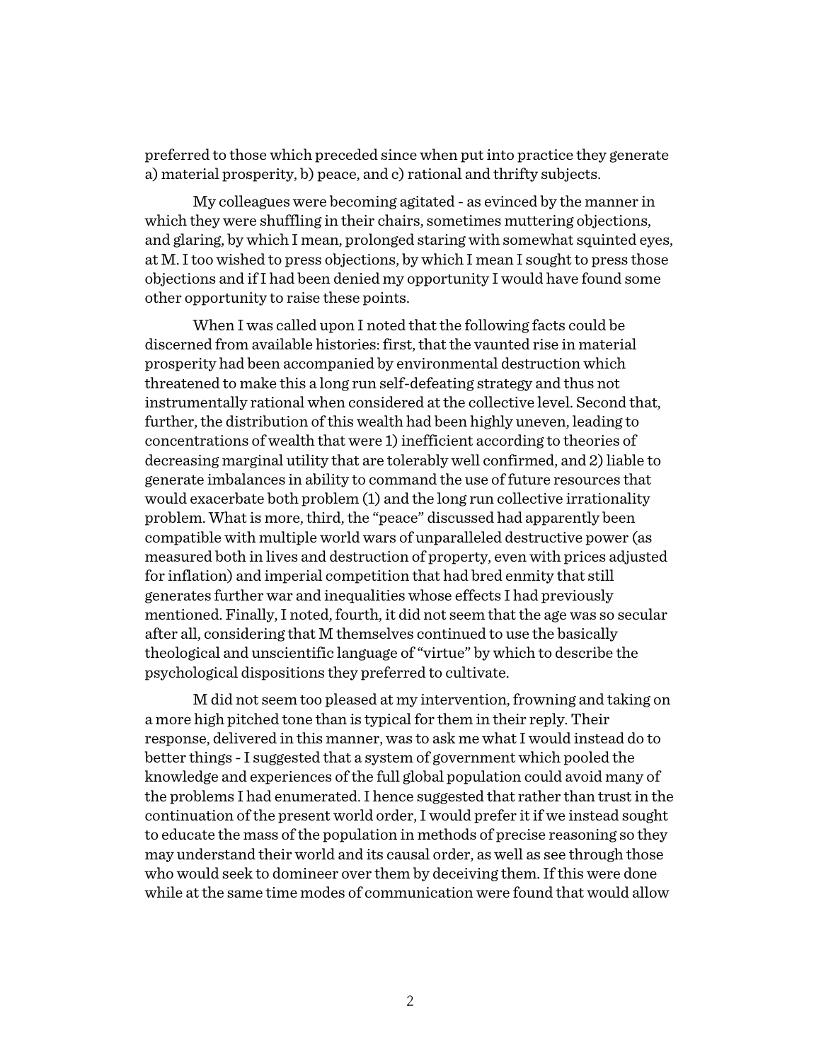preferred to those which preceded since when put into practice they generate a) material prosperity, b) peace, and c) rational and thrifty subjects.

My colleagues were becoming agitated - as evinced by the manner in which they were shuffling in their chairs, sometimes muttering objections, and glaring, by which I mean, prolonged staring with somewhat squinted eyes, at M. I too wished to press objections, by which I mean I sought to press those objections and if I had been denied my opportunity I would have found some other opportunity to raise these points.

When I was called upon I noted that the following facts could be discerned from available histories: first, that the vaunted rise in material prosperity had been accompanied by environmental destruction which threatened to make this a long run self-defeating strategy and thus not instrumentally rational when considered at the collective level. Second that, further, the distribution of this wealth had been highly uneven, leading to concentrations of wealth that were 1) inefficient according to theories of decreasing marginal utility that are tolerably well confirmed, and 2) liable to generate imbalances in ability to command the use of future resources that would exacerbate both problem (1) and the long run collective irrationality problem. What is more, third, the "peace" discussed had apparently been compatible with multiple world wars of unparalleled destructive power (as measured both in lives and destruction of property, even with prices adjusted for inflation) and imperial competition that had bred enmity that still generates further war and inequalities whose effects I had previously mentioned. Finally, I noted, fourth, it did not seem that the age was so secular after all, considering that M themselves continued to use the basically theological and unscientific language of "virtue" by which to describe the psychological dispositions they preferred to cultivate.

M did not seem too pleased at my intervention, frowning and taking on a more high pitched tone than is typical for them in their reply. Their response, delivered in this manner, was to ask me what I would instead do to better things - I suggested that a system of government which pooled the knowledge and experiences of the full global population could avoid many of the problems I had enumerated. I hence suggested that rather than trust in the continuation of the present world order, I would prefer it if we instead sought to educate the mass of the population in methods of precise reasoning so they may understand their world and its causal order, as well as see through those who would seek to domineer over them by deceiving them. If this were done while at the same time modes of communication were found that would allow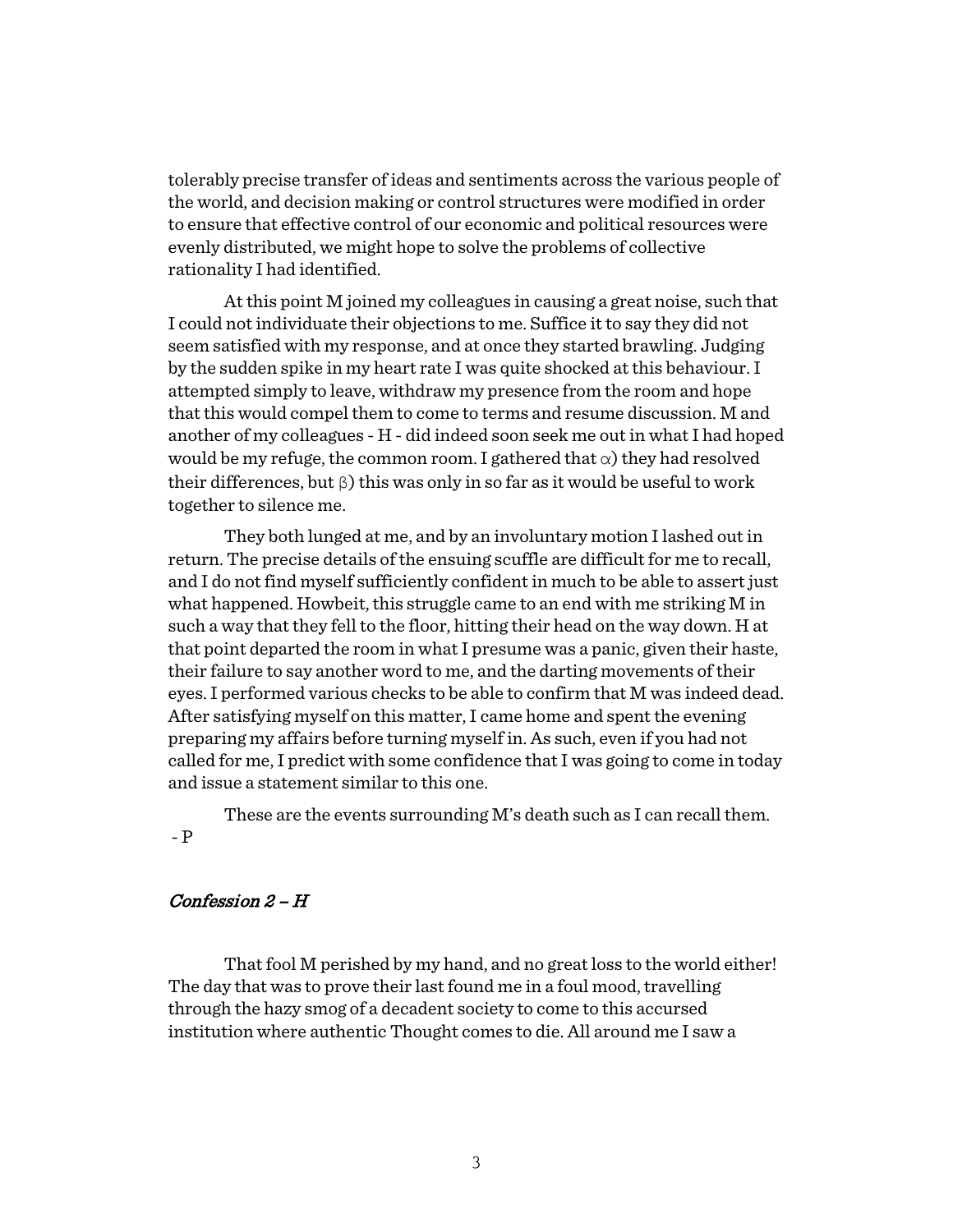tolerably precise transfer of ideas and sentiments across the various people of the world, and decision making or control structures were modified in order to ensure that effective control of our economic and political resources were evenly distributed, we might hope to solve the problems of collective rationality I had identified.

At this point M joined my colleagues in causing a great noise, such that I could not individuate their objections to me. Suffice it to say they did not seem satisfied with my response, and at once they started brawling. Judging by the sudden spike in my heart rate I was quite shocked at this behaviour. I attempted simply to leave, withdraw my presence from the room and hope that this would compel them to come to terms and resume discussion. M and another of my colleagues - H - did indeed soon seek me out in what I had hoped would be my refuge, the common room. I gathered that $\alpha$) they had resolved their differences, but $\beta$) this was only in so far as it would be useful to work together to silence me.

They both lunged at me, and by an involuntary motion I lashed out in return. The precise details of the ensuing scuffle are difficult for me to recall, and I do not find myself sufficiently confident in much to be able to assert just what happened. Howbeit, this struggle came to an end with me striking M in such a way that they fell to the floor, hitting their head on the way down. H at that point departed the room in what I presume was a panic, given their haste, their failure to say another word to me, and the darting movements of their eyes. I performed various checks to be able to confirm that M was indeed dead. After satisfying myself on this matter, I came home and spent the evening preparing my affairs before turning myself in. As such, even if you had not called for me, I predict with some confidence that I was going to come in today and issue a statement similar to this one.

These are the events surrounding M's death such as I can recall them.
- P

## *Confession 2 – H*

That fool M perished by my hand, and no great loss to the world either! The day that was to prove their last found me in a foul mood, travelling through the hazy smog of a decadent society to come to this accursed institution where authentic Thought comes to die. All around me I saw a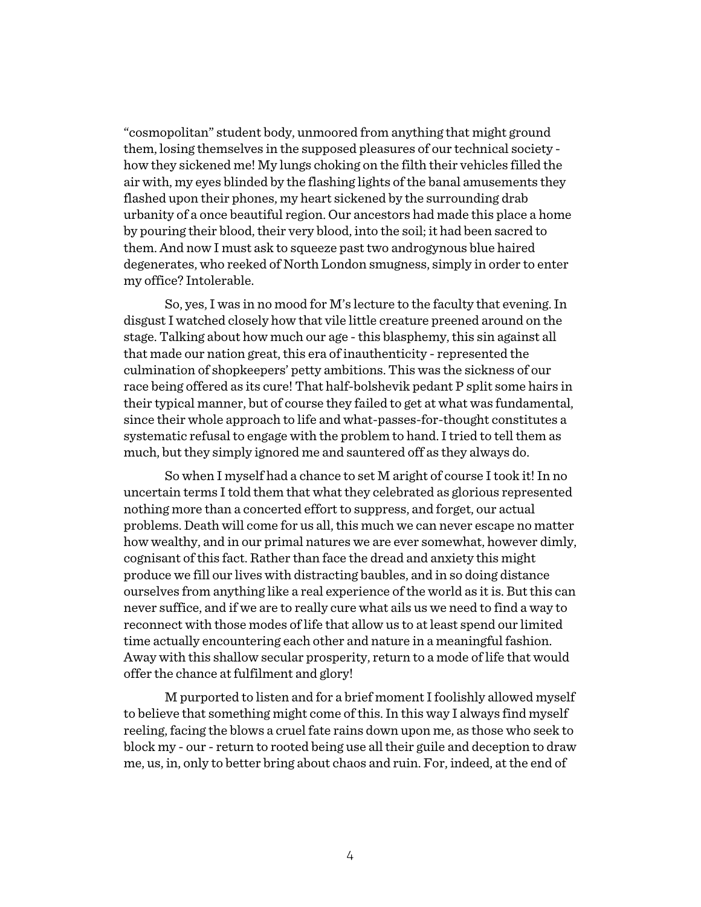"cosmopolitan" student body, unmoored from anything that might ground them, losing themselves in the supposed pleasures of our technical society - how they sickened me! My lungs choking on the filth their vehicles filled the air with, my eyes blinded by the flashing lights of the banal amusements they flashed upon their phones, my heart sickened by the surrounding drab urbanity of a once beautiful region. Our ancestors had made this place a home by pouring their blood, their very blood, into the soil; it had been sacred to them. And now I must ask to squeeze past two androgynous blue haired degenerates, who reeked of North London smugness, simply in order to enter my office? Intolerable.

So, yes, I was in no mood for M's lecture to the faculty that evening. In disgust I watched closely how that vile little creature preened around on the stage. Talking about how much our age - this blasphemy, this sin against all that made our nation great, this era of inauthenticity - represented the culmination of shopkeepers' petty ambitions. This was the sickness of our race being offered as its cure! That half-bolshevik pedant P split some hairs in their typical manner, but of course they failed to get at what was fundamental, since their whole approach to life and what-passes-for-thought constitutes a systematic refusal to engage with the problem to hand. I tried to tell them as much, but they simply ignored me and sauntered off as they always do.

So when I myself had a chance to set M aright of course I took it! In no uncertain terms I told them that what they celebrated as glorious represented nothing more than a concerted effort to suppress, and forget, our actual problems. Death will come for us all, this much we can never escape no matter how wealthy, and in our primal natures we are ever somewhat, however dimly, cognisant of this fact. Rather than face the dread and anxiety this might produce we fill our lives with distracting baubles, and in so doing distance ourselves from anything like a real experience of the world as it is. But this can never suffice, and if we are to really cure what ails us we need to find a way to reconnect with those modes of life that allow us to at least spend our limited time actually encountering each other and nature in a meaningful fashion. Away with this shallow secular prosperity, return to a mode of life that would offer the chance at fulfilment and glory!

M purported to listen and for a brief moment I foolishly allowed myself to believe that something might come of this. In this way I always find myself reeling, facing the blows a cruel fate rains down upon me, as those who seek to block my - our - return to rooted being use all their guile and deception to draw me, us, in, only to better bring about chaos and ruin. For, indeed, at the end of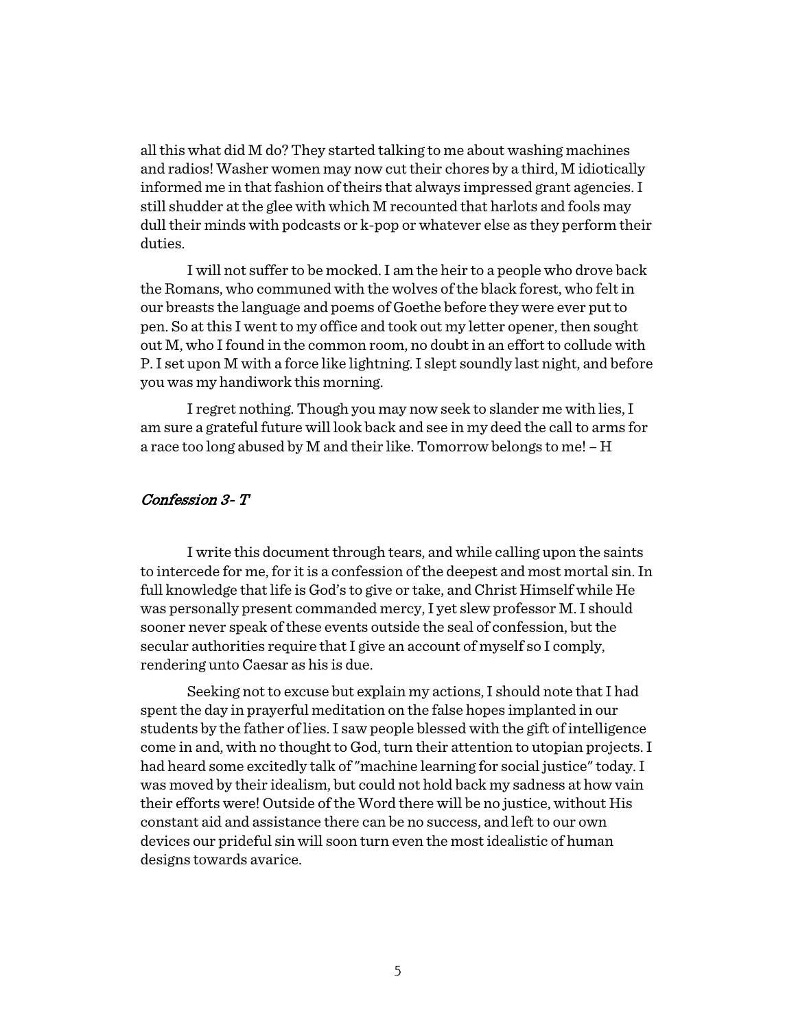all this what did M do? They started talking to me about washing machines and radios! Washer women may now cut their chores by a third, M idiotically informed me in that fashion of theirs that always impressed grant agencies. I still shudder at the glee with which M recounted that harlots and fools may dull their minds with podcasts or k-pop or whatever else as they perform their duties.

I will not suffer to be mocked. I am the heir to a people who drove back the Romans, who communed with the wolves of the black forest, who felt in our breasts the language and poems of Goethe before they were ever put to pen. So at this I went to my office and took out my letter opener, then sought out M, who I found in the common room, no doubt in an effort to collude with P. I set upon M with a force like lightning. I slept soundly last night, and before you was my handiwork this morning.

I regret nothing. Though you may now seek to slander me with lies, I am sure a grateful future will look back and see in my deed the call to arms for a race too long abused by M and their like. Tomorrow belongs to me! – H

### *Confession 3- T*

I write this document through tears, and while calling upon the saints to intercede for me, for it is a confession of the deepest and most mortal sin. In full knowledge that life is God's to give or take, and Christ Himself while He was personally present commanded mercy, I yet slew professor M. I should sooner never speak of these events outside the seal of confession, but the secular authorities require that I give an account of myself so I comply, rendering unto Caesar as his is due.

Seeking not to excuse but explain my actions, I should note that I had spent the day in prayerful meditation on the false hopes implanted in our students by the father of lies. I saw people blessed with the gift of intelligence come in and, with no thought to God, turn their attention to utopian projects. I had heard some excitedly talk of "machine learning for social justice" today. I was moved by their idealism, but could not hold back my sadness at how vain their efforts were! Outside of the Word there will be no justice, without His constant aid and assistance there can be no success, and left to our own devices our prideful sin will soon turn even the most idealistic of human designs towards avarice.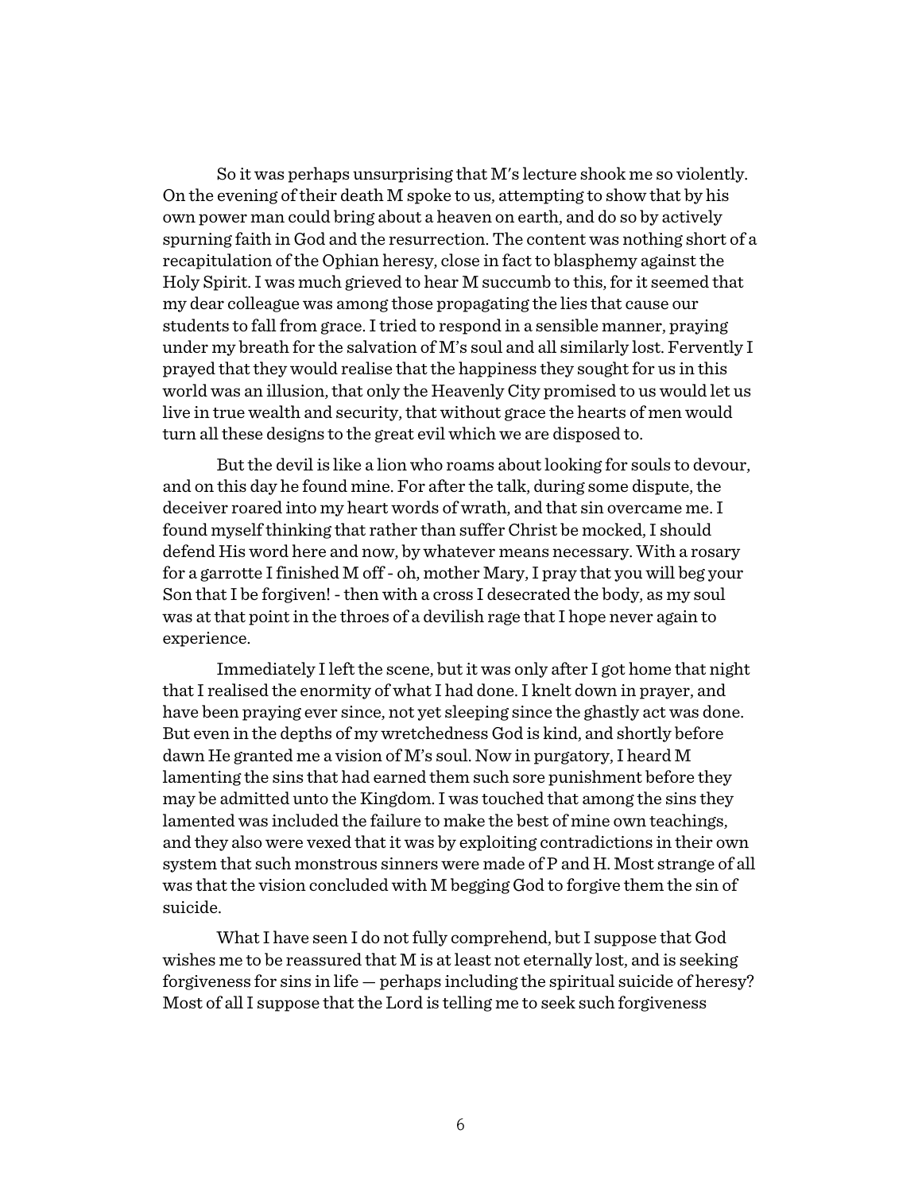So it was perhaps unsurprising that M's lecture shook me so violently. On the evening of their death M spoke to us, attempting to show that by his own power man could bring about a heaven on earth, and do so by actively spurning faith in God and the resurrection. The content was nothing short of a recapitulation of the Ophian heresy, close in fact to blasphemy against the Holy Spirit. I was much grieved to hear M succumb to this, for it seemed that my dear colleague was among those propagating the lies that cause our students to fall from grace. I tried to respond in a sensible manner, praying under my breath for the salvation of M's soul and all similarly lost. Fervently I prayed that they would realise that the happiness they sought for us in this world was an illusion, that only the Heavenly City promised to us would let us live in true wealth and security, that without grace the hearts of men would turn all these designs to the great evil which we are disposed to.

But the devil is like a lion who roams about looking for souls to devour, and on this day he found mine. For after the talk, during some dispute, the deceiver roared into my heart words of wrath, and that sin overcame me. I found myself thinking that rather than suffer Christ be mocked, I should defend His word here and now, by whatever means necessary. With a rosary for a garrotte I finished M off - oh, mother Mary, I pray that you will beg your Son that I be forgiven! - then with a cross I desecrated the body, as my soul was at that point in the throes of a devilish rage that I hope never again to experience.

Immediately I left the scene, but it was only after I got home that night that I realised the enormity of what I had done. I knelt down in prayer, and have been praying ever since, not yet sleeping since the ghastly act was done. But even in the depths of my wretchedness God is kind, and shortly before dawn He granted me a vision of M's soul. Now in purgatory, I heard M lamenting the sins that had earned them such sore punishment before they may be admitted unto the Kingdom. I was touched that among the sins they lamented was included the failure to make the best of mine own teachings, and they also were vexed that it was by exploiting contradictions in their own system that such monstrous sinners were made of P and H. Most strange of all was that the vision concluded with M begging God to forgive them the sin of suicide.

What I have seen I do not fully comprehend, but I suppose that God wishes me to be reassured that M is at least not eternally lost, and is seeking forgiveness for sins in life — perhaps including the spiritual suicide of heresy? Most of all I suppose that the Lord is telling me to seek such forgiveness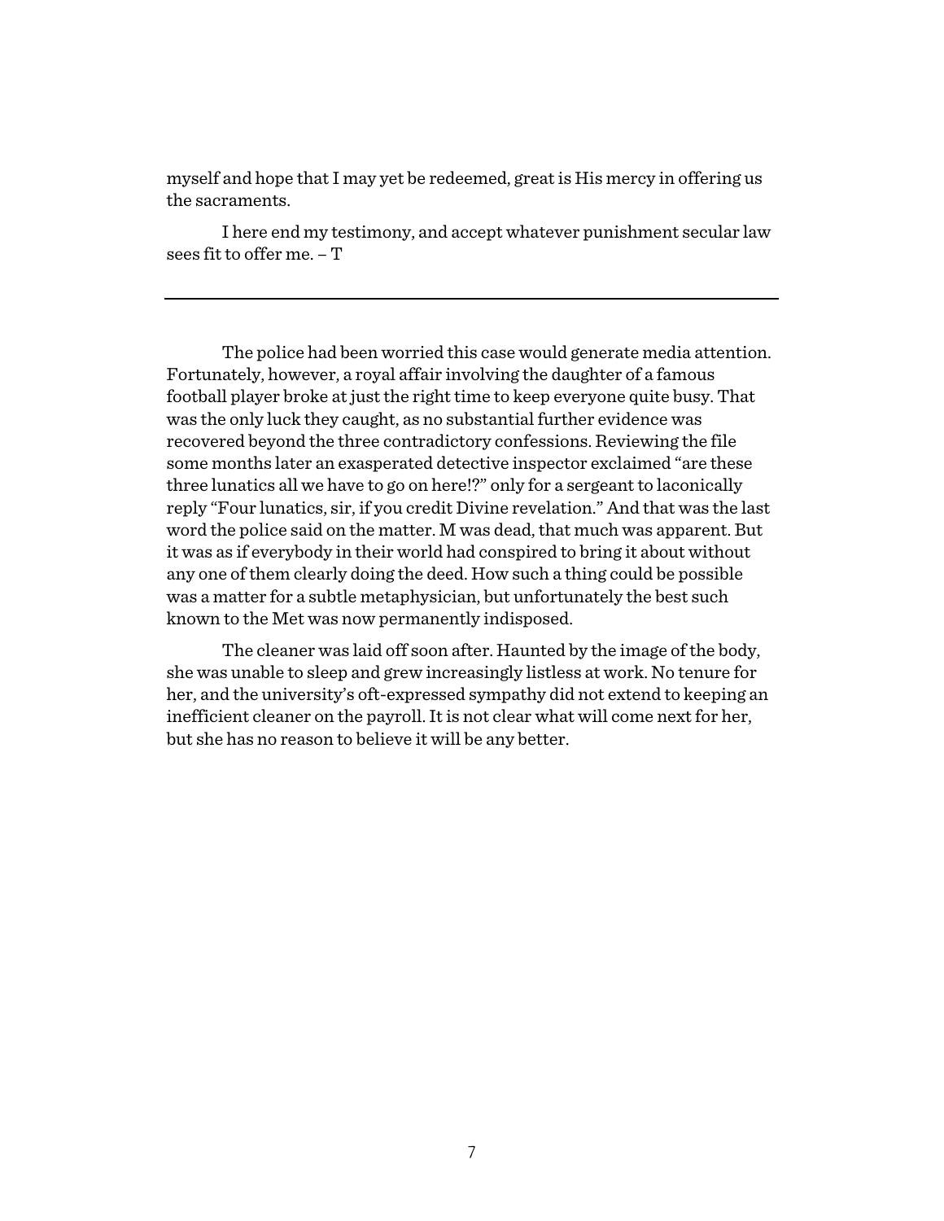myself and hope that I may yet be redeemed, great is His mercy in offering us the sacraments.

I here end my testimony, and accept whatever punishment secular law sees fit to offer me. – T

---

The police had been worried this case would generate media attention. Fortunately, however, a royal affair involving the daughter of a famous football player broke at just the right time to keep everyone quite busy. That was the only luck they caught, as no substantial further evidence was recovered beyond the three contradictory confessions. Reviewing the file some months later an exasperated detective inspector exclaimed "are these three lunatics all we have to go on here!?" only for a sergeant to laconically reply "Four lunatics, sir, if you credit Divine revelation." And that was the last word the police said on the matter. M was dead, that much was apparent. But it was as if everybody in their world had conspired to bring it about without any one of them clearly doing the deed. How such a thing could be possible was a matter for a subtle metaphysician, but unfortunately the best such known to the Met was now permanently indisposed.

The cleaner was laid off soon after. Haunted by the image of the body, she was unable to sleep and grew increasingly listless at work. No tenure for her, and the university's oft-expressed sympathy did not extend to keeping an inefficient cleaner on the payroll. It is not clear what will come next for her, but she has no reason to believe it will be any better.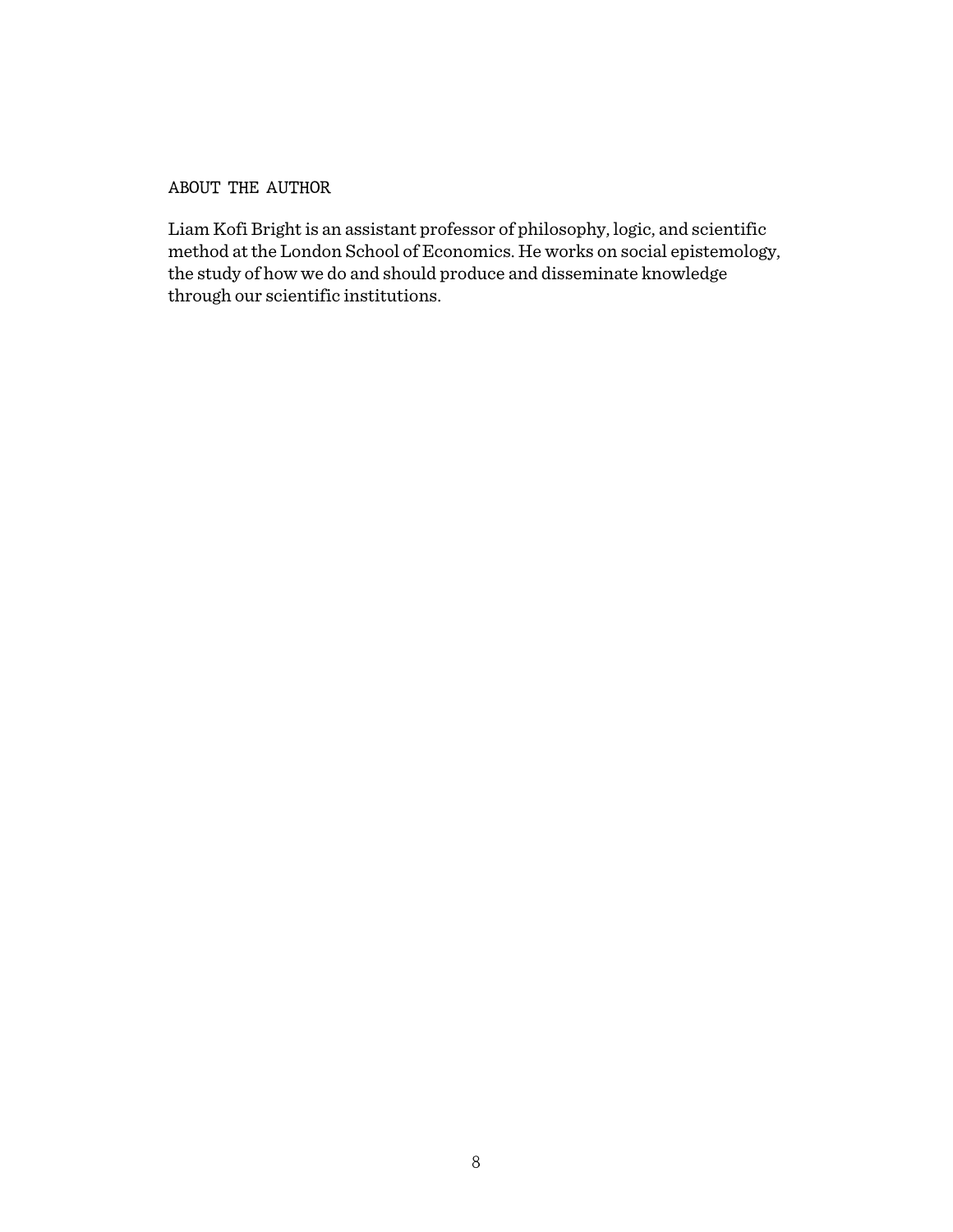## ABOUT THE AUTHOR

Liam Kofi Bright is an assistant professor of philosophy, logic, and scientific method at the London School of Economics. He works on social epistemology, the study of how we do and should produce and disseminate knowledge through our scientific institutions.